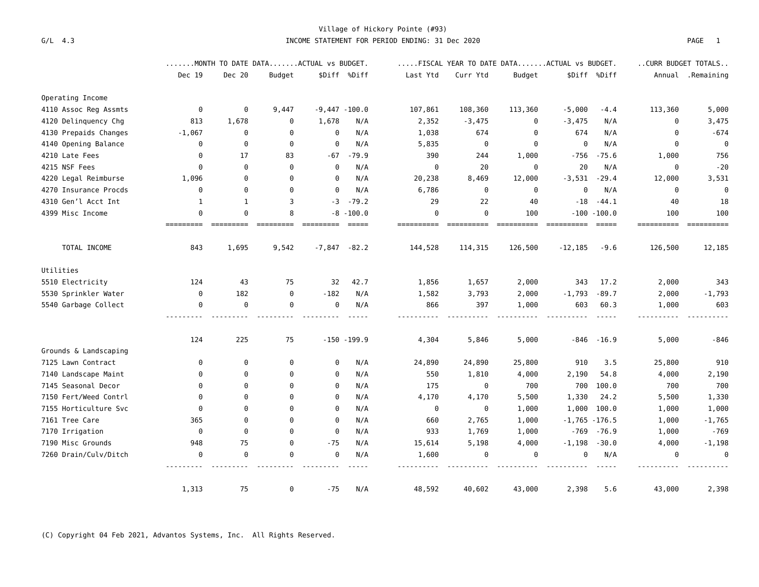Village of Hickory Pointe (#93)

G/L 4.3 — INCOME STATEMENT FOR PERIOD ENDING: 31 Dec 2020

| | .......MONTH TO DATE DATA.......ACTUAL vs BUDGET. | | | | | .....FISCAL YEAR TO DATE DATA.......ACTUAL vs BUDGET. | | | | | ..CURR BUDGET TOTALS.. | |
|---|---|---|---|---|---|---|---|---|---|---|---|---|
| | Dec 19 | Dec 20 | Budget | $Diff | %Diff | Last Ytd | Curr Ytd | Budget | $Diff | %Diff | Annual | .Remaining |
| **Operating Income** | | | | | | | | | | | | |
| 4110 Assoc Reg Assmts | 0 | 0 | 9,447 | -9,447 | -100.0 | 107,861 | 108,360 | 113,360 | -5,000 | -4.4 | 113,360 | 5,000 |
| 4120 Delinquency Chg | 813 | 1,678 | 0 | 1,678 | N/A | 2,352 | -3,475 | 0 | -3,475 | N/A | 0 | 3,475 |
| 4130 Prepaids Changes | -1,067 | 0 | 0 | 0 | N/A | 1,038 | 674 | 0 | 674 | N/A | 0 | -674 |
| 4140 Opening Balance | 0 | 0 | 0 | 0 | N/A | 5,835 | 0 | 0 | 0 | N/A | 0 | 0 |
| 4210 Late Fees | 0 | 17 | 83 | -67 | -79.9 | 390 | 244 | 1,000 | -756 | -75.6 | 1,000 | 756 |
| 4215 NSF Fees | 0 | 0 | 0 | 0 | N/A | 0 | 20 | 0 | 20 | N/A | 0 | -20 |
| 4220 Legal Reimburse | 1,096 | 0 | 0 | 0 | N/A | 20,238 | 8,469 | 12,000 | -3,531 | -29.4 | 12,000 | 3,531 |
| 4270 Insurance Procds | 0 | 0 | 0 | 0 | N/A | 6,786 | 0 | 0 | 0 | N/A | 0 | 0 |
| 4310 Gen'l Acct Int | 1 | 1 | 3 | -3 | -79.2 | 29 | 22 | 40 | -18 | -44.1 | 40 | 18 |
| 4399 Misc Income | 0 | 0 | 8 | -8 | -100.0 | 0 | 0 | 100 | -100 | -100.0 | 100 | 100 |
| TOTAL INCOME | 843 | 1,695 | 9,542 | -7,847 | -82.2 | 144,528 | 114,315 | 126,500 | -12,185 | -9.6 | 126,500 | 12,185 |
| **Utilities** | | | | | | | | | | | | |
| 5510 Electricity | 124 | 43 | 75 | 32 | 42.7 | 1,856 | 1,657 | 2,000 | 343 | 17.2 | 2,000 | 343 |
| 5530 Sprinkler Water | 0 | 182 | 0 | -182 | N/A | 1,582 | 3,793 | 2,000 | -1,793 | -89.7 | 2,000 | -1,793 |
| 5540 Garbage Collect | 0 | 0 | 0 | 0 | N/A | 866 | 397 | 1,000 | 603 | 60.3 | 1,000 | 603 |
| | 124 | 225 | 75 | -150 | -199.9 | 4,304 | 5,846 | 5,000 | -846 | -16.9 | 5,000 | -846 |
| **Grounds & Landscaping** | | | | | | | | | | | | |
| 7125 Lawn Contract | 0 | 0 | 0 | 0 | N/A | 24,890 | 24,890 | 25,800 | 910 | 3.5 | 25,800 | 910 |
| 7140 Landscape Maint | 0 | 0 | 0 | 0 | N/A | 550 | 1,810 | 4,000 | 2,190 | 54.8 | 4,000 | 2,190 |
| 7145 Seasonal Decor | 0 | 0 | 0 | 0 | N/A | 175 | 0 | 700 | 700 | 100.0 | 700 | 700 |
| 7150 Fert/Weed Contrl | 0 | 0 | 0 | 0 | N/A | 4,170 | 4,170 | 5,500 | 1,330 | 24.2 | 5,500 | 1,330 |
| 7155 Horticulture Svc | 0 | 0 | 0 | 0 | N/A | 0 | 0 | 1,000 | 1,000 | 100.0 | 1,000 | 1,000 |
| 7161 Tree Care | 365 | 0 | 0 | 0 | N/A | 660 | 2,765 | 1,000 | -1,765 | -176.5 | 1,000 | -1,765 |
| 7170 Irrigation | 0 | 0 | 0 | 0 | N/A | 933 | 1,769 | 1,000 | -769 | -76.9 | 1,000 | -769 |
| 7190 Misc Grounds | 948 | 75 | 0 | -75 | N/A | 15,614 | 5,198 | 4,000 | -1,198 | -30.0 | 4,000 | -1,198 |
| 7260 Drain/Culv/Ditch | 0 | 0 | 0 | 0 | N/A | 1,600 | 0 | 0 | 0 | N/A | 0 | 0 |
| | 1,313 | 75 | 0 | -75 | N/A | 48,592 | 40,602 | 43,000 | 2,398 | 5.6 | 43,000 | 2,398 |

(C) Copyright 04 Feb 2021, Advantos Systems, Inc. All Rights Reserved.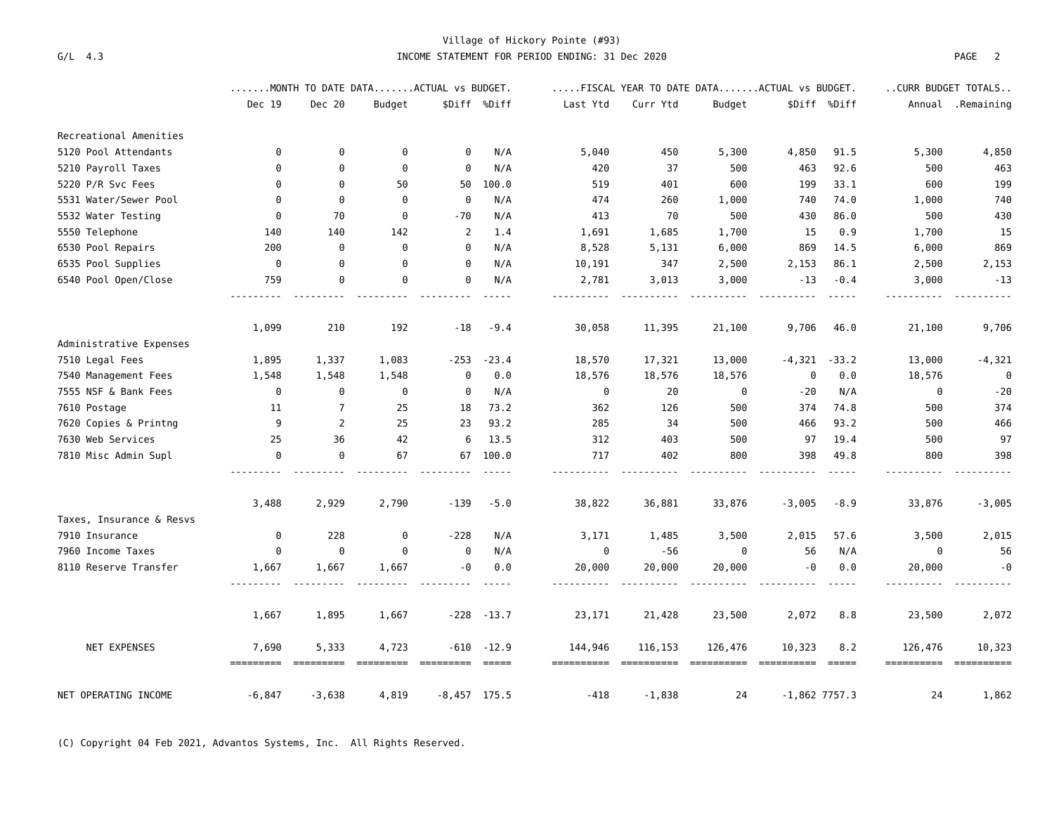Village of Hickory Pointe (#93)

INCOME STATEMENT FOR PERIOD ENDING: 31 Dec 2020

| | .......MONTH TO DATE DATA.......ACTUAL vs BUDGET. | | | | | .....FISCAL YEAR TO DATE DATA.......ACTUAL vs BUDGET. | | | | | ..CURR BUDGET TOTALS.. | |
|---|---|---|---|---|---|---|---|---|---|---|---|---|
| | Dec 19 | Dec 20 | Budget | $Diff | %Diff | Last Ytd | Curr Ytd | Budget | $Diff | %Diff | Annual | .Remaining |
| **Recreational Amenities** | | | | | | | | | | | | |
| 5120 Pool Attendants | 0 | 0 | 0 | 0 | N/A | 5,040 | 450 | 5,300 | 4,850 | 91.5 | 5,300 | 4,850 |
| 5210 Payroll Taxes | 0 | 0 | 0 | 0 | N/A | 420 | 37 | 500 | 463 | 92.6 | 500 | 463 |
| 5220 P/R Svc Fees | 0 | 0 | 50 | 50 | 100.0 | 519 | 401 | 600 | 199 | 33.1 | 600 | 199 |
| 5531 Water/Sewer Pool | 0 | 0 | 0 | 0 | N/A | 474 | 260 | 1,000 | 740 | 74.0 | 1,000 | 740 |
| 5532 Water Testing | 0 | 70 | 0 | -70 | N/A | 413 | 70 | 500 | 430 | 86.0 | 500 | 430 |
| 5550 Telephone | 140 | 140 | 142 | 2 | 1.4 | 1,691 | 1,685 | 1,700 | 15 | 0.9 | 1,700 | 15 |
| 6530 Pool Repairs | 200 | 0 | 0 | 0 | N/A | 8,528 | 5,131 | 6,000 | 869 | 14.5 | 6,000 | 869 |
| 6535 Pool Supplies | 0 | 0 | 0 | 0 | N/A | 10,191 | 347 | 2,500 | 2,153 | 86.1 | 2,500 | 2,153 |
| 6540 Pool Open/Close | 759 | 0 | 0 | 0 | N/A | 2,781 | 3,013 | 3,000 | -13 | -0.4 | 3,000 | -13 |
| | 1,099 | 210 | 192 | -18 | -9.4 | 30,058 | 11,395 | 21,100 | 9,706 | 46.0 | 21,100 | 9,706 |
| **Administrative Expenses** | | | | | | | | | | | | |
| 7510 Legal Fees | 1,895 | 1,337 | 1,083 | -253 | -23.4 | 18,570 | 17,321 | 13,000 | -4,321 | -33.2 | 13,000 | -4,321 |
| 7540 Management Fees | 1,548 | 1,548 | 1,548 | 0 | 0.0 | 18,576 | 18,576 | 18,576 | 0 | 0.0 | 18,576 | 0 |
| 7555 NSF & Bank Fees | 0 | 0 | 0 | 0 | N/A | 0 | 20 | 0 | -20 | N/A | 0 | -20 |
| 7610 Postage | 11 | 7 | 25 | 18 | 73.2 | 362 | 126 | 500 | 374 | 74.8 | 500 | 374 |
| 7620 Copies & Printng | 9 | 2 | 25 | 23 | 93.2 | 285 | 34 | 500 | 466 | 93.2 | 500 | 466 |
| 7630 Web Services | 25 | 36 | 42 | 6 | 13.5 | 312 | 403 | 500 | 97 | 19.4 | 500 | 97 |
| 7810 Misc Admin Supl | 0 | 0 | 67 | 67 | 100.0 | 717 | 402 | 800 | 398 | 49.8 | 800 | 398 |
| | 3,488 | 2,929 | 2,790 | -139 | -5.0 | 38,822 | 36,881 | 33,876 | -3,005 | -8.9 | 33,876 | -3,005 |
| **Taxes, Insurance & Resvs** | | | | | | | | | | | | |
| 7910 Insurance | 0 | 228 | 0 | -228 | N/A | 3,171 | 1,485 | 3,500 | 2,015 | 57.6 | 3,500 | 2,015 |
| 7960 Income Taxes | 0 | 0 | 0 | 0 | N/A | 0 | -56 | 0 | 56 | N/A | 0 | 56 |
| 8110 Reserve Transfer | 1,667 | 1,667 | 1,667 | -0 | 0.0 | 20,000 | 20,000 | 20,000 | -0 | 0.0 | 20,000 | -0 |
| | 1,667 | 1,895 | 1,667 | -228 | -13.7 | 23,171 | 21,428 | 23,500 | 2,072 | 8.8 | 23,500 | 2,072 |
| **NET EXPENSES** | 7,690 | 5,333 | 4,723 | -610 | -12.9 | 144,946 | 116,153 | 126,476 | 10,323 | 8.2 | 126,476 | 10,323 |
| **NET OPERATING INCOME** | -6,847 | -3,638 | 4,819 | -8,457 | 175.5 | -418 | -1,838 | 24 | -1,862 | 7757.3 | 24 | 1,862 |

(C) Copyright 04 Feb 2021, Advantos Systems, Inc. All Rights Reserved.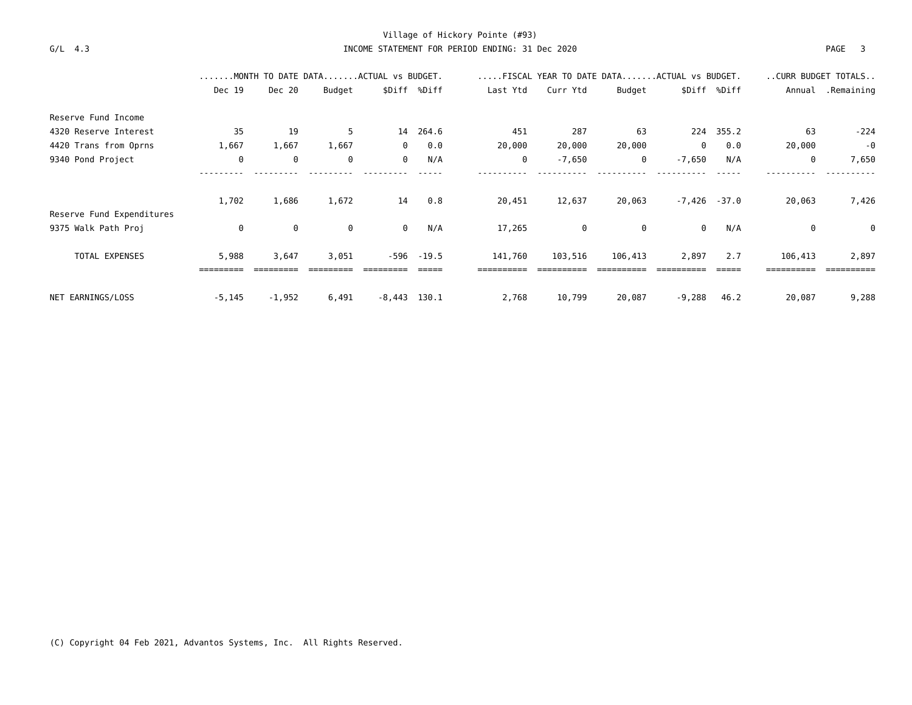Village of Hickory Pointe (#93)

G/L 4.3 INCOME STATEMENT FOR PERIOD ENDING: 31 Dec 2020

| | .......MONTH TO DATE DATA.......ACTUAL vs BUDGET. | | | | | .....FISCAL YEAR TO DATE DATA.......ACTUAL vs BUDGET. | | | | | ..CURR BUDGET TOTALS.. | |
|---|---|---|---|---|---|---|---|---|---|---|---|---|
| | Dec 19 | Dec 20 | Budget | $Diff | %Diff | Last Ytd | Curr Ytd | Budget | $Diff | %Diff | Annual | .Remaining |
| Reserve Fund Income | | | | | | | | | | | | |
| 4320 Reserve Interest | 35 | 19 | 5 | 14 | 264.6 | 451 | 287 | 63 | 224 | 355.2 | 63 | -224 |
| 4420 Trans from Oprns | 1,667 | 1,667 | 1,667 | 0 | 0.0 | 20,000 | 20,000 | 20,000 | 0 | 0.0 | 20,000 | -0 |
| 9340 Pond Project | 0 | 0 | 0 | 0 | N/A | 0 | -7,650 | 0 | -7,650 | N/A | 0 | 7,650 |
| | 1,702 | 1,686 | 1,672 | 14 | 0.8 | 20,451 | 12,637 | 20,063 | -7,426 | -37.0 | 20,063 | 7,426 |
| Reserve Fund Expenditures | | | | | | | | | | | | |
| 9375 Walk Path Proj | 0 | 0 | 0 | 0 | N/A | 17,265 | 0 | 0 | 0 | N/A | 0 | 0 |
| TOTAL EXPENSES | 5,988 | 3,647 | 3,051 | -596 | -19.5 | 141,760 | 103,516 | 106,413 | 2,897 | 2.7 | 106,413 | 2,897 |
| NET EARNINGS/LOSS | -5,145 | -1,952 | 6,491 | -8,443 | 130.1 | 2,768 | 10,799 | 20,087 | -9,288 | 46.2 | 20,087 | 9,288 |

(C) Copyright 04 Feb 2021, Advantos Systems, Inc. All Rights Reserved.